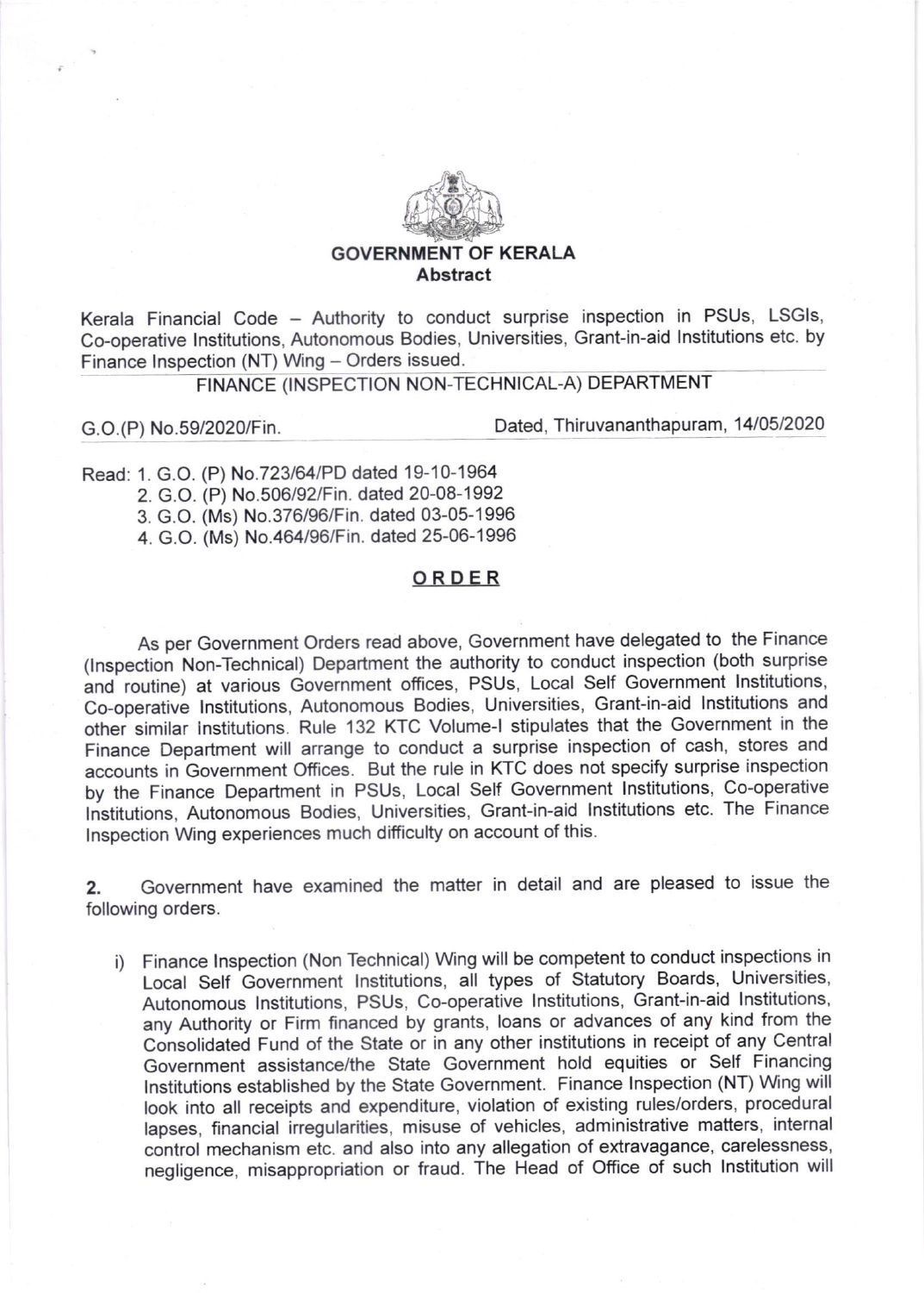**GOVERNMENT OF KERALA**
**Abstract**

Kerala Financial Code – Authority to conduct surprise inspection in PSUs, LSGIs, Co-operative Institutions, Autonomous Bodies, Universities, Grant-in-aid Institutions etc. by Finance Inspection (NT) Wing – Orders issued.

FINANCE (INSPECTION NON-TECHNICAL-A) DEPARTMENT

G.O.(P) No.59/2020/Fin. Dated, Thiruvananthapuram, 14/05/2020

Read: 1. G.O. (P) No.723/64/PD dated 19-10-1964
2. G.O. (P) No.506/92/Fin. dated 20-08-1992
3. G.O. (Ms) No.376/96/Fin. dated 03-05-1996
4. G.O. (Ms) No.464/96/Fin. dated 25-06-1996

## ORDER

As per Government Orders read above, Government have delegated to the Finance (Inspection Non-Technical) Department the authority to conduct inspection (both surprise and routine) at various Government offices, PSUs, Local Self Government Institutions, Co-operative Institutions, Autonomous Bodies, Universities, Grant-in-aid Institutions and other similar Institutions. Rule 132 KTC Volume-I stipulates that the Government in the Finance Department will arrange to conduct a surprise inspection of cash, stores and accounts in Government Offices. But the rule in KTC does not specify surprise inspection by the Finance Department in PSUs, Local Self Government Institutions, Co-operative Institutions, Autonomous Bodies, Universities, Grant-in-aid Institutions etc. The Finance Inspection Wing experiences much difficulty on account of this.

**2.** Government have examined the matter in detail and are pleased to issue the following orders.

i) Finance Inspection (Non Technical) Wing will be competent to conduct inspections in Local Self Government Institutions, all types of Statutory Boards, Universities, Autonomous Institutions, PSUs, Co-operative Institutions, Grant-in-aid Institutions, any Authority or Firm financed by grants, loans or advances of any kind from the Consolidated Fund of the State or in any other institutions in receipt of any Central Government assistance/the State Government hold equities or Self Financing Institutions established by the State Government. Finance Inspection (NT) Wing will look into all receipts and expenditure, violation of existing rules/orders, procedural lapses, financial irregularities, misuse of vehicles, administrative matters, internal control mechanism etc. and also into any allegation of extravagance, carelessness, negligence, misappropriation or fraud. The Head of Office of such Institution will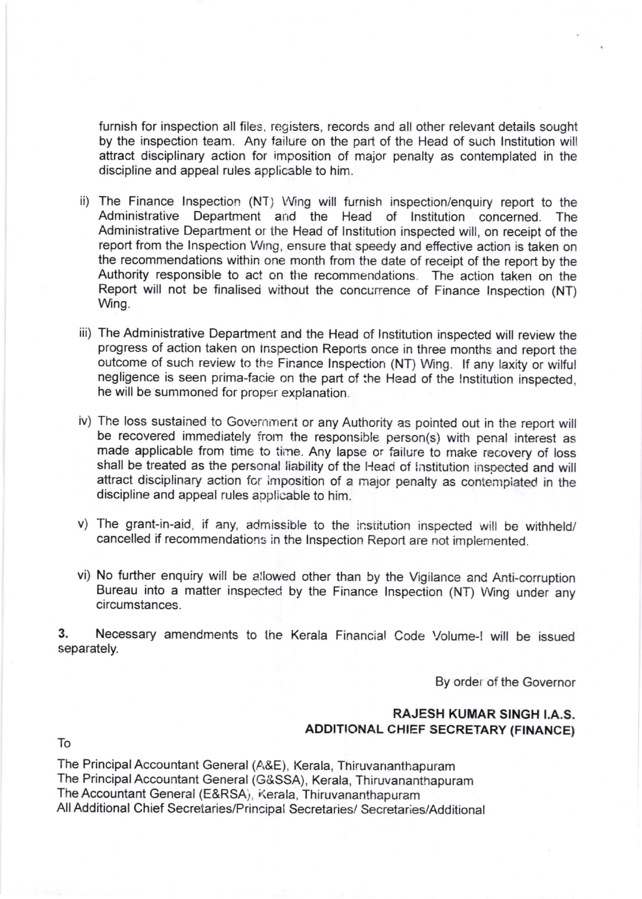furnish for inspection all files, registers, records and all other relevant details sought by the inspection team. Any failure on the part of the Head of such Institution will attract disciplinary action for imposition of major penalty as contemplated in the discipline and appeal rules applicable to him.

ii) The Finance Inspection (NT) Wing will furnish inspection/enquiry report to the Administrative Department and the Head of Institution concerned. The Administrative Department or the Head of Institution inspected will, on receipt of the report from the Inspection Wing, ensure that speedy and effective action is taken on the recommendations within one month from the date of receipt of the report by the Authority responsible to act on the recommendations. The action taken on the Report will not be finalised without the concurrence of Finance Inspection (NT) Wing.

iii) The Administrative Department and the Head of Institution inspected will review the progress of action taken on Inspection Reports once in three months and report the outcome of such review to the Finance Inspection (NT) Wing. If any laxity or wilful negligence is seen prima-facie on the part of the Head of the Institution inspected, he will be summoned for proper explanation.

iv) The loss sustained to Government or any Authority as pointed out in the report will be recovered immediately from the responsible person(s) with penal interest as made applicable from time to time. Any lapse or failure to make recovery of loss shall be treated as the personal liability of the Head of Institution inspected and will attract disciplinary action for imposition of a major penalty as contemplated in the discipline and appeal rules applicable to him.

v) The grant-in-aid, if any, admissible to the institution inspected will be withheld/ cancelled if recommendations in the Inspection Report are not implemented.

vi) No further enquiry will be allowed other than by the Vigilance and Anti-corruption Bureau into a matter inspected by the Finance Inspection (NT) Wing under any circumstances.

**3.** Necessary amendments to the Kerala Financial Code Volume-I will be issued separately.

By order of the Governor

**RAJESH KUMAR SINGH I.A.S.**
**ADDITIONAL CHIEF SECRETARY (FINANCE)**

To

The Principal Accountant General (A&E), Kerala, Thiruvananthapuram
The Principal Accountant General (G&SSA), Kerala, Thiruvananthapuram
The Accountant General (E&RSA), Kerala, Thiruvananthapuram
All Additional Chief Secretaries/Principal Secretaries/ Secretaries/Additional